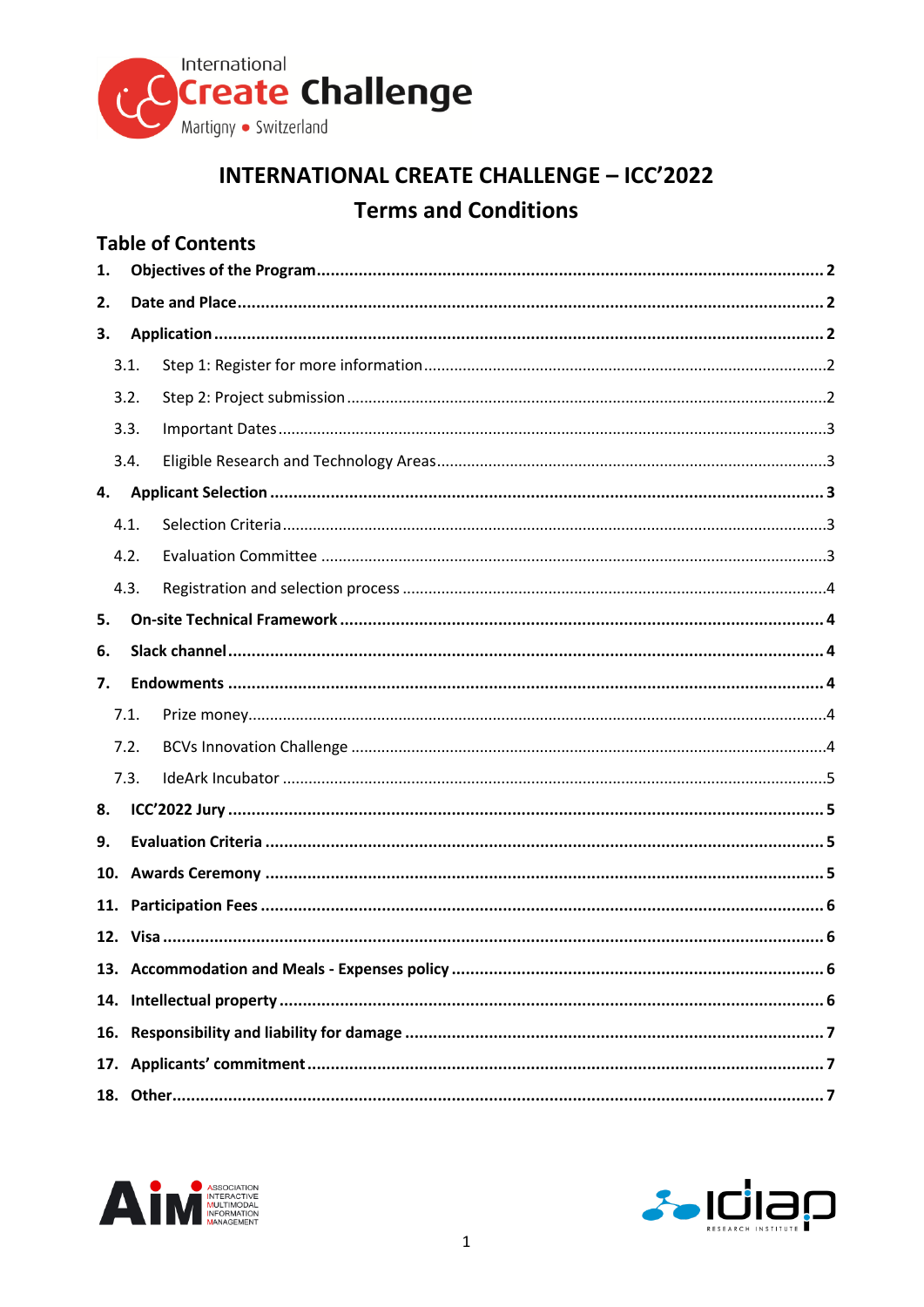# INTERNATIONAL CREATE CHALLENGE – ICC'2022

## Terms and Conditions

### Table of Contents

1. Objectives of the Program ........ 2
2. Date and Place ........ 2
3. Application ........ 2
   - 3.1. Step 1: Register for more information ........ 2
   - 3.2. Step 2: Project submission ........ 2
   - 3.3. Important Dates ........ 3
   - 3.4. Eligible Research and Technology Areas ........ 3
4. Applicant Selection ........ 3
   - 4.1. Selection Criteria ........ 3
   - 4.2. Evaluation Committee ........ 3
   - 4.3. Registration and selection process ........ 4
5. On-site Technical Framework ........ 4
6. Slack channel ........ 4
7. Endowments ........ 4
   - 7.1. Prize money ........ 4
   - 7.2. BCVs Innovation Challenge ........ 4
   - 7.3. IdeArk Incubator ........ 5
8. ICC'2022 Jury ........ 5
9. Evaluation Criteria ........ 5
10. Awards Ceremony ........ 5
11. Participation Fees ........ 6
12. Visa ........ 6
13. Accommodation and Meals - Expenses policy ........ 6
14. Intellectual property ........ 6
16. Responsibility and liability for damage ........ 7
17. Applicants' commitment ........ 7
18. Other ........ 7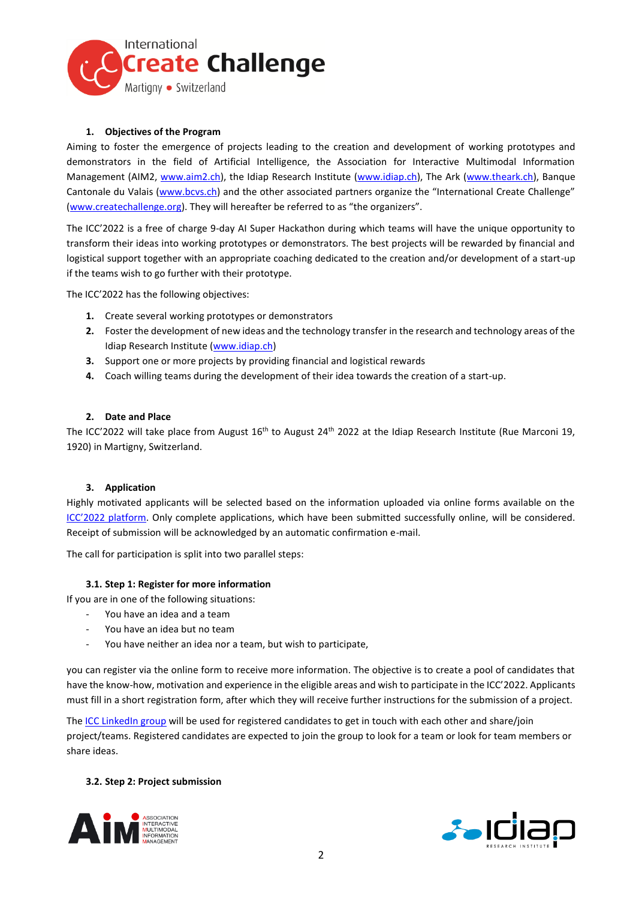## 1. Objectives of the Program

Aiming to foster the emergence of projects leading to the creation and development of working prototypes and demonstrators in the field of Artificial Intelligence, the Association for Interactive Multimodal Information Management (AIM2, www.aim2.ch), the Idiap Research Institute (www.idiap.ch), The Ark (www.theark.ch), Banque Cantonale du Valais (www.bcvs.ch) and the other associated partners organize the "International Create Challenge" (www.createchallenge.org). They will hereafter be referred to as "the organizers".

The ICC'2022 is a free of charge 9-day AI Super Hackathon during which teams will have the unique opportunity to transform their ideas into working prototypes or demonstrators. The best projects will be rewarded by financial and logistical support together with an appropriate coaching dedicated to the creation and/or development of a start-up if the teams wish to go further with their prototype.

The ICC'2022 has the following objectives:

1. Create several working prototypes or demonstrators
2. Foster the development of new ideas and the technology transfer in the research and technology areas of the Idiap Research Institute (www.idiap.ch)
3. Support one or more projects by providing financial and logistical rewards
4. Coach willing teams during the development of their idea towards the creation of a start-up.

## 2. Date and Place

The ICC'2022 will take place from August 16th to August 24th 2022 at the Idiap Research Institute (Rue Marconi 19, 1920) in Martigny, Switzerland.

## 3. Application

Highly motivated applicants will be selected based on the information uploaded via online forms available on the ICC'2022 platform. Only complete applications, which have been submitted successfully online, will be considered. Receipt of submission will be acknowledged by an automatic confirmation e-mail.

The call for participation is split into two parallel steps:

### 3.1. Step 1: Register for more information

If you are in one of the following situations:

- You have an idea and a team
- You have an idea but no team
- You have neither an idea nor a team, but wish to participate,

you can register via the online form to receive more information. The objective is to create a pool of candidates that have the know-how, motivation and experience in the eligible areas and wish to participate in the ICC'2022. Applicants must fill in a short registration form, after which they will receive further instructions for the submission of a project.

The ICC LinkedIn group will be used for registered candidates to get in touch with each other and share/join project/teams. Registered candidates are expected to join the group to look for a team or look for team members or share ideas.

### 3.2. Step 2: Project submission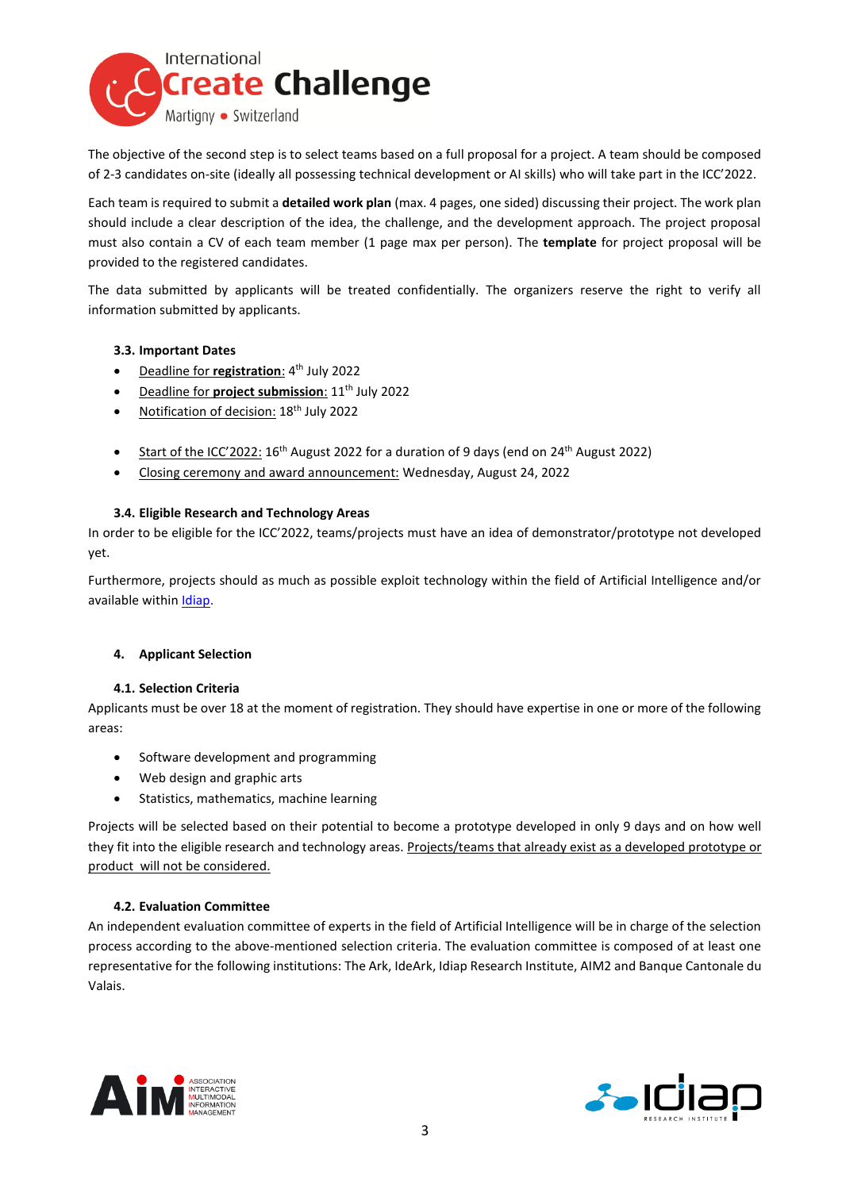The objective of the second step is to select teams based on a full proposal for a project. A team should be composed of 2-3 candidates on-site (ideally all possessing technical development or AI skills) who will take part in the ICC'2022.

Each team is required to submit a **detailed work plan** (max. 4 pages, one sided) discussing their project. The work plan should include a clear description of the idea, the challenge, and the development approach. The project proposal must also contain a CV of each team member (1 page max per person). The **template** for project proposal will be provided to the registered candidates.

The data submitted by applicants will be treated confidentially. The organizers reserve the right to verify all information submitted by applicants.

### 3.3. Important Dates

- Deadline for **registration**: 4th July 2022
- Deadline for **project submission**: 11th July 2022
- Notification of decision: 18th July 2022

- Start of the ICC'2022: 16th August 2022 for a duration of 9 days (end on 24th August 2022)
- Closing ceremony and award announcement: Wednesday, August 24, 2022

### 3.4. Eligible Research and Technology Areas

In order to be eligible for the ICC'2022, teams/projects must have an idea of demonstrator/prototype not developed yet.

Furthermore, projects should as much as possible exploit technology within the field of Artificial Intelligence and/or available within Idiap.

## 4. Applicant Selection

### 4.1. Selection Criteria

Applicants must be over 18 at the moment of registration. They should have expertise in one or more of the following areas:

- Software development and programming
- Web design and graphic arts
- Statistics, mathematics, machine learning

Projects will be selected based on their potential to become a prototype developed in only 9 days and on how well they fit into the eligible research and technology areas. Projects/teams that already exist as a developed prototype or product will not be considered.

### 4.2. Evaluation Committee

An independent evaluation committee of experts in the field of Artificial Intelligence will be in charge of the selection process according to the above-mentioned selection criteria. The evaluation committee is composed of at least one representative for the following institutions: The Ark, IdeArk, Idiap Research Institute, AIM2 and Banque Cantonale du Valais.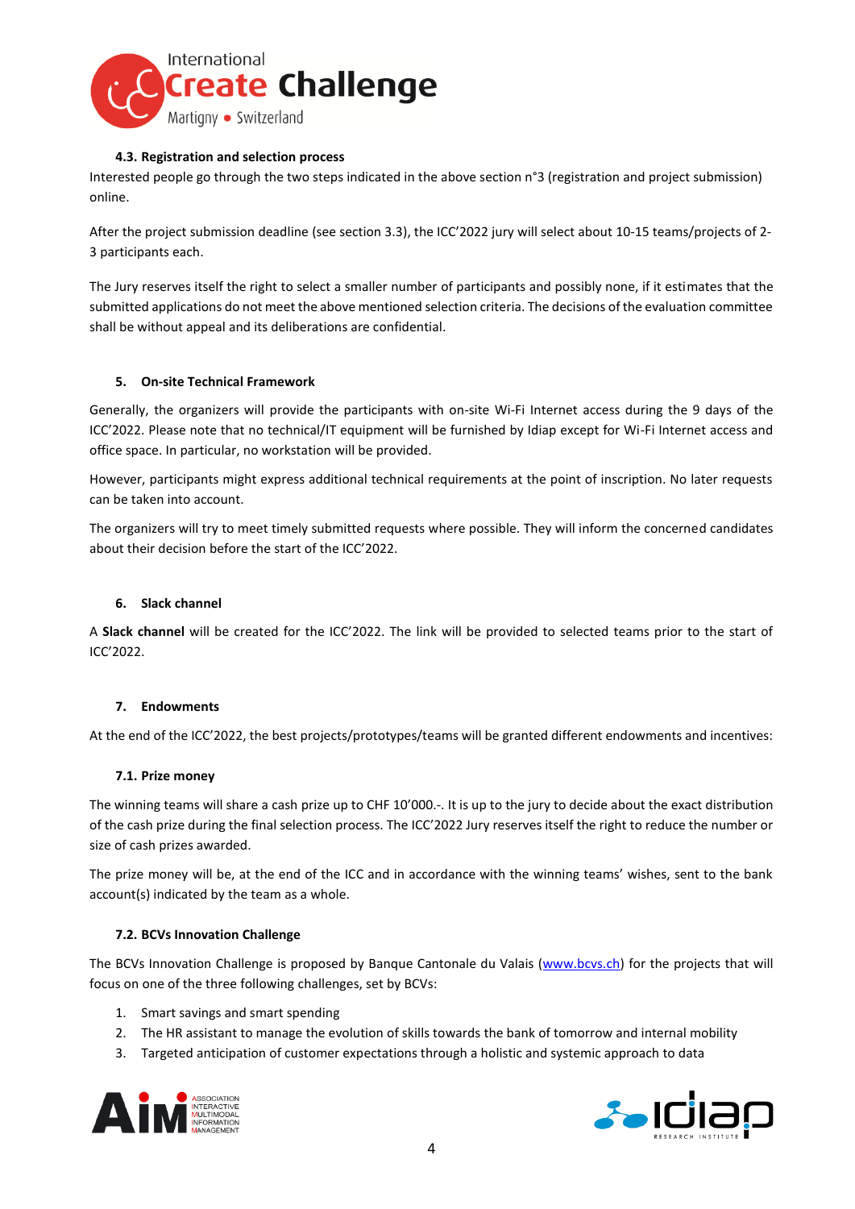### 4.3. Registration and selection process

Interested people go through the two steps indicated in the above section n°3 (registration and project submission) online.

After the project submission deadline (see section 3.3), the ICC'2022 jury will select about 10-15 teams/projects of 2-3 participants each.

The Jury reserves itself the right to select a smaller number of participants and possibly none, if it estimates that the submitted applications do not meet the above mentioned selection criteria. The decisions of the evaluation committee shall be without appeal and its deliberations are confidential.

## 5. On-site Technical Framework

Generally, the organizers will provide the participants with on-site Wi-Fi Internet access during the 9 days of the ICC'2022. Please note that no technical/IT equipment will be furnished by Idiap except for Wi-Fi Internet access and office space. In particular, no workstation will be provided.

However, participants might express additional technical requirements at the point of inscription. No later requests can be taken into account.

The organizers will try to meet timely submitted requests where possible. They will inform the concerned candidates about their decision before the start of the ICC'2022.

## 6. Slack channel

A **Slack channel** will be created for the ICC'2022. The link will be provided to selected teams prior to the start of ICC'2022.

## 7. Endowments

At the end of the ICC'2022, the best projects/prototypes/teams will be granted different endowments and incentives:

### 7.1. Prize money

The winning teams will share a cash prize up to CHF 10'000.-. It is up to the jury to decide about the exact distribution of the cash prize during the final selection process. The ICC'2022 Jury reserves itself the right to reduce the number or size of cash prizes awarded.

The prize money will be, at the end of the ICC and in accordance with the winning teams' wishes, sent to the bank account(s) indicated by the team as a whole.

### 7.2. BCVs Innovation Challenge

The BCVs Innovation Challenge is proposed by Banque Cantonale du Valais (www.bcvs.ch) for the projects that will focus on one of the three following challenges, set by BCVs:

1. Smart savings and smart spending
2. The HR assistant to manage the evolution of skills towards the bank of tomorrow and internal mobility
3. Targeted anticipation of customer expectations through a holistic and systemic approach to data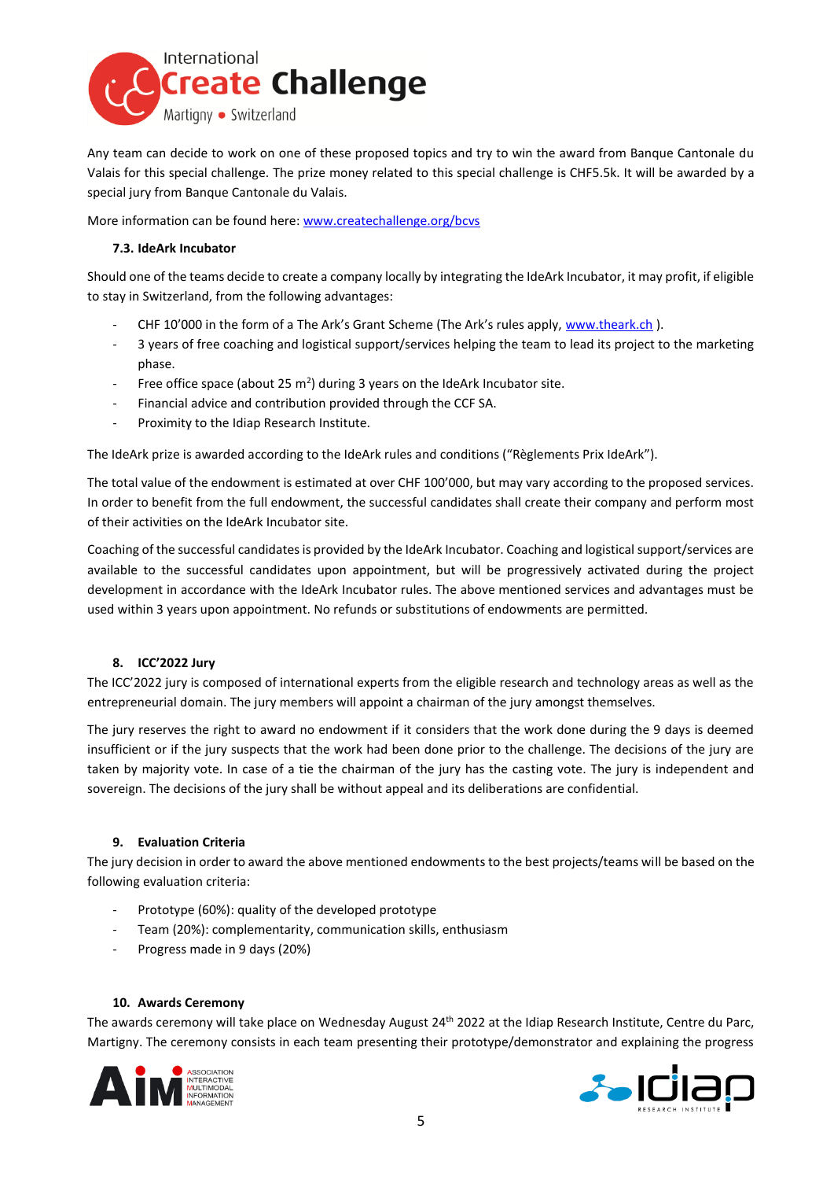Any team can decide to work on one of these proposed topics and try to win the award from Banque Cantonale du Valais for this special challenge. The prize money related to this special challenge is CHF5.5k. It will be awarded by a special jury from Banque Cantonale du Valais.

More information can be found here: www.createchallenge.org/bcvs

### 7.3. IdeArk Incubator

Should one of the teams decide to create a company locally by integrating the IdeArk Incubator, it may profit, if eligible to stay in Switzerland, from the following advantages:

- CHF 10'000 in the form of a The Ark's Grant Scheme (The Ark's rules apply, www.theark.ch ).
- 3 years of free coaching and logistical support/services helping the team to lead its project to the marketing phase.
- Free office space (about 25 $m^2$) during 3 years on the IdeArk Incubator site.
- Financial advice and contribution provided through the CCF SA.
- Proximity to the Idiap Research Institute.

The IdeArk prize is awarded according to the IdeArk rules and conditions ("Règlements Prix IdeArk").

The total value of the endowment is estimated at over CHF 100'000, but may vary according to the proposed services. In order to benefit from the full endowment, the successful candidates shall create their company and perform most of their activities on the IdeArk Incubator site.

Coaching of the successful candidates is provided by the IdeArk Incubator. Coaching and logistical support/services are available to the successful candidates upon appointment, but will be progressively activated during the project development in accordance with the IdeArk Incubator rules. The above mentioned services and advantages must be used within 3 years upon appointment. No refunds or substitutions of endowments are permitted.

## 8. ICC'2022 Jury

The ICC'2022 jury is composed of international experts from the eligible research and technology areas as well as the entrepreneurial domain. The jury members will appoint a chairman of the jury amongst themselves.

The jury reserves the right to award no endowment if it considers that the work done during the 9 days is deemed insufficient or if the jury suspects that the work had been done prior to the challenge. The decisions of the jury are taken by majority vote. In case of a tie the chairman of the jury has the casting vote. The jury is independent and sovereign. The decisions of the jury shall be without appeal and its deliberations are confidential.

## 9. Evaluation Criteria

The jury decision in order to award the above mentioned endowments to the best projects/teams will be based on the following evaluation criteria:

- Prototype (60%): quality of the developed prototype
- Team (20%): complementarity, communication skills, enthusiasm
- Progress made in 9 days (20%)

## 10. Awards Ceremony

The awards ceremony will take place on Wednesday August 24th 2022 at the Idiap Research Institute, Centre du Parc, Martigny. The ceremony consists in each team presenting their prototype/demonstrator and explaining the progress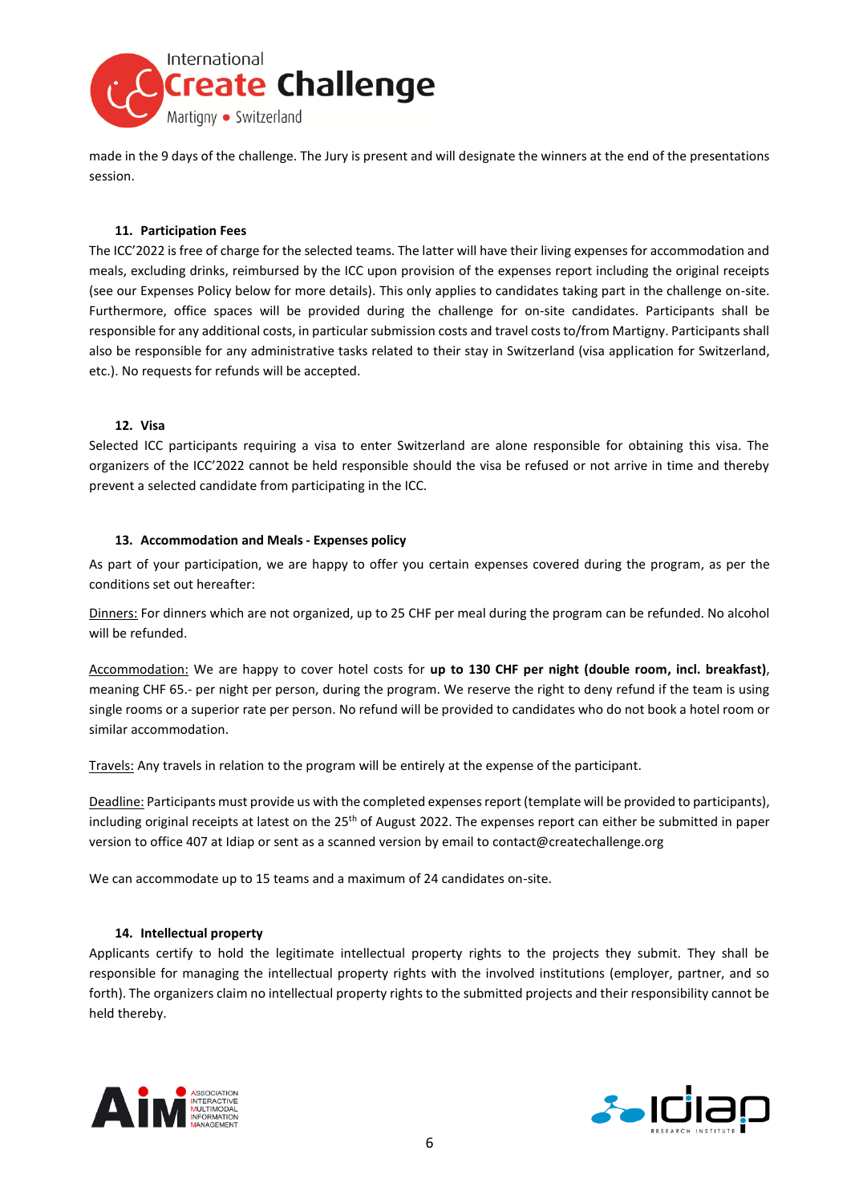made in the 9 days of the challenge. The Jury is present and will designate the winners at the end of the presentations session.

## 11. Participation Fees

The ICC'2022 is free of charge for the selected teams. The latter will have their living expenses for accommodation and meals, excluding drinks, reimbursed by the ICC upon provision of the expenses report including the original receipts (see our Expenses Policy below for more details). This only applies to candidates taking part in the challenge on-site. Furthermore, office spaces will be provided during the challenge for on-site candidates. Participants shall be responsible for any additional costs, in particular submission costs and travel costs to/from Martigny. Participants shall also be responsible for any administrative tasks related to their stay in Switzerland (visa application for Switzerland, etc.). No requests for refunds will be accepted.

## 12. Visa

Selected ICC participants requiring a visa to enter Switzerland are alone responsible for obtaining this visa. The organizers of the ICC'2022 cannot be held responsible should the visa be refused or not arrive in time and thereby prevent a selected candidate from participating in the ICC.

## 13. Accommodation and Meals - Expenses policy

As part of your participation, we are happy to offer you certain expenses covered during the program, as per the conditions set out hereafter:

Dinners: For dinners which are not organized, up to 25 CHF per meal during the program can be refunded. No alcohol will be refunded.

Accommodation: We are happy to cover hotel costs for **up to 130 CHF per night (double room, incl. breakfast)**, meaning CHF 65.- per night per person, during the program. We reserve the right to deny refund if the team is using single rooms or a superior rate per person. No refund will be provided to candidates who do not book a hotel room or similar accommodation.

Travels: Any travels in relation to the program will be entirely at the expense of the participant.

Deadline: Participants must provide us with the completed expenses report (template will be provided to participants), including original receipts at latest on the 25th of August 2022. The expenses report can either be submitted in paper version to office 407 at Idiap or sent as a scanned version by email to contact@createchallenge.org

We can accommodate up to 15 teams and a maximum of 24 candidates on-site.

## 14. Intellectual property

Applicants certify to hold the legitimate intellectual property rights to the projects they submit. They shall be responsible for managing the intellectual property rights with the involved institutions (employer, partner, and so forth). The organizers claim no intellectual property rights to the submitted projects and their responsibility cannot be held thereby.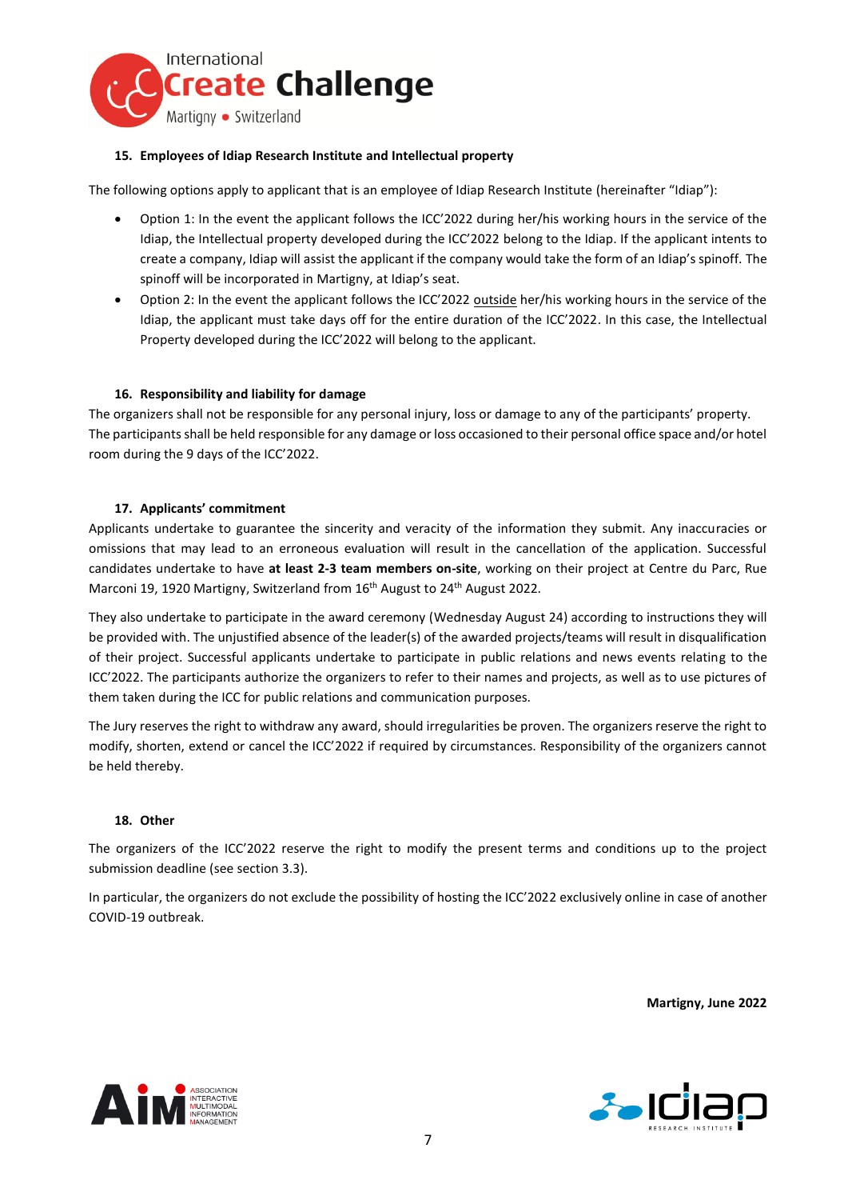## 15. Employees of Idiap Research Institute and Intellectual property

The following options apply to applicant that is an employee of Idiap Research Institute (hereinafter "Idiap"):

- Option 1: In the event the applicant follows the ICC'2022 during her/his working hours in the service of the Idiap, the Intellectual property developed during the ICC'2022 belong to the Idiap. If the applicant intents to create a company, Idiap will assist the applicant if the company would take the form of an Idiap's spinoff. The spinoff will be incorporated in Martigny, at Idiap's seat.
- Option 2: In the event the applicant follows the ICC'2022 outside her/his working hours in the service of the Idiap, the applicant must take days off for the entire duration of the ICC'2022. In this case, the Intellectual Property developed during the ICC'2022 will belong to the applicant.

## 16. Responsibility and liability for damage

The organizers shall not be responsible for any personal injury, loss or damage to any of the participants' property. The participants shall be held responsible for any damage or loss occasioned to their personal office space and/or hotel room during the 9 days of the ICC'2022.

## 17. Applicants' commitment

Applicants undertake to guarantee the sincerity and veracity of the information they submit. Any inaccuracies or omissions that may lead to an erroneous evaluation will result in the cancellation of the application. Successful candidates undertake to have **at least 2-3 team members on-site**, working on their project at Centre du Parc, Rue Marconi 19, 1920 Martigny, Switzerland from 16th August to 24th August 2022.

They also undertake to participate in the award ceremony (Wednesday August 24) according to instructions they will be provided with. The unjustified absence of the leader(s) of the awarded projects/teams will result in disqualification of their project. Successful applicants undertake to participate in public relations and news events relating to the ICC'2022. The participants authorize the organizers to refer to their names and projects, as well as to use pictures of them taken during the ICC for public relations and communication purposes.

The Jury reserves the right to withdraw any award, should irregularities be proven. The organizers reserve the right to modify, shorten, extend or cancel the ICC'2022 if required by circumstances. Responsibility of the organizers cannot be held thereby.

## 18. Other

The organizers of the ICC'2022 reserve the right to modify the present terms and conditions up to the project submission deadline (see section 3.3).

In particular, the organizers do not exclude the possibility of hosting the ICC'2022 exclusively online in case of another COVID-19 outbreak.

**Martigny, June 2022**